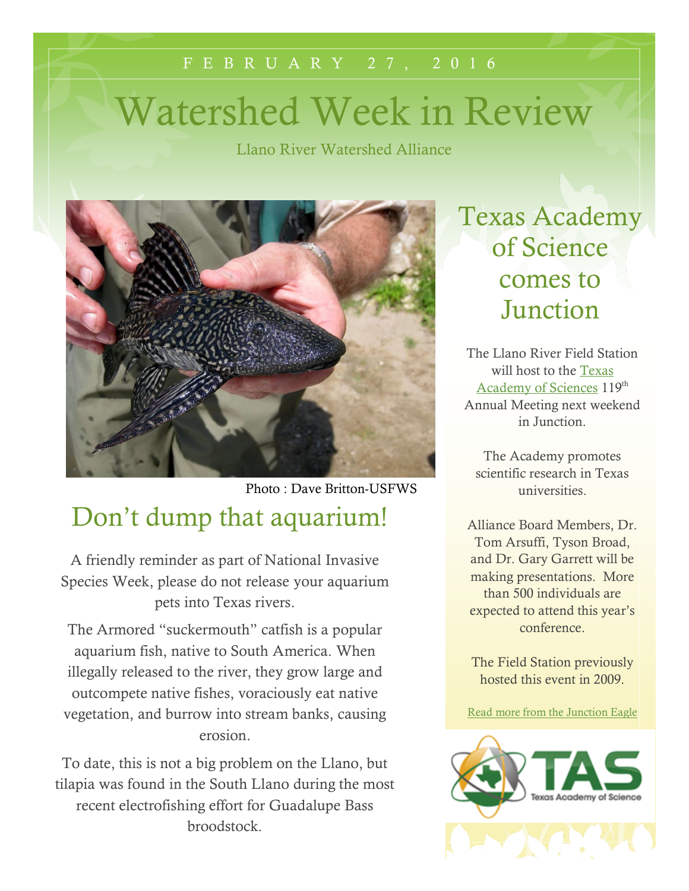F E B R U A R Y 2 7 , 2 0 1 6

# Watershed Week in Review

Llano River Watershed Alliance

Photo : Dave Britton-USFWS

## Don't dump that aquarium!

A friendly reminder as part of National Invasive Species Week, please do not release your aquarium pets into Texas rivers.

The Armored "suckermouth" catfish is a popular aquarium fish, native to South America. When illegally released to the river, they grow large and outcompete native fishes, voraciously eat native vegetation, and burrow into stream banks, causing erosion.

To date, this is not a big problem on the Llano, but tilapia was found in the South Llano during the most recent electrofishing effort for Guadalupe Bass broodstock.

## Texas Academy of Science comes to Junction

The Llano River Field Station will host to the Texas Academy of Sciences 119th Annual Meeting next weekend in Junction.

The Academy promotes scientific research in Texas universities.

Alliance Board Members, Dr. Tom Arsuffi, Tyson Broad, and Dr. Gary Garrett will be making presentations. More than 500 individuals are expected to attend this year's conference.

The Field Station previously hosted this event in 2009.

Read more from the Junction Eagle

TAS Texas Academy of Science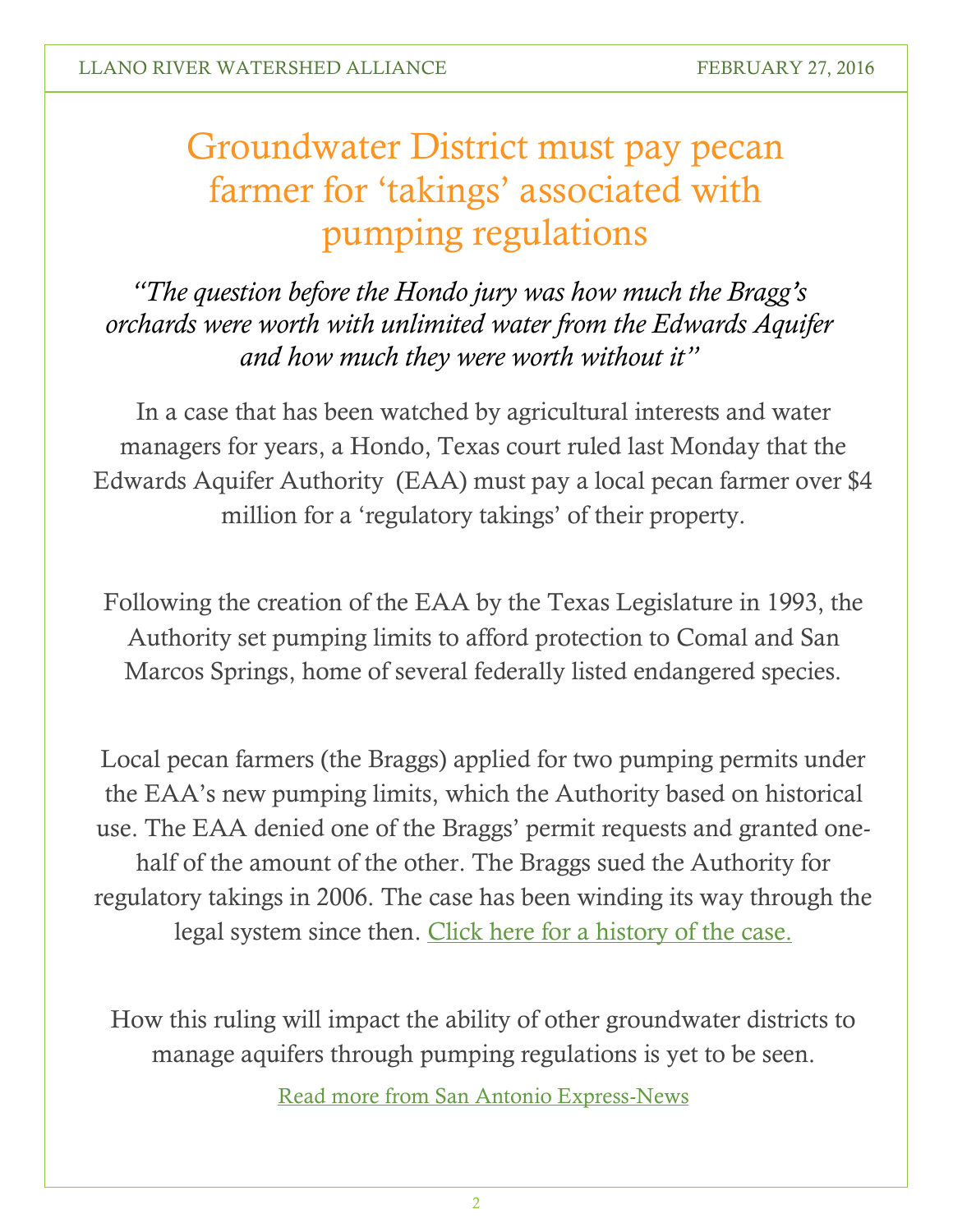# Groundwater District must pay pecan farmer for 'takings' associated with pumping regulations

*"The question before the Hondo jury was how much the Bragg's orchards were worth with unlimited water from the Edwards Aquifer and how much they were worth without it"*

In a case that has been watched by agricultural interests and water managers for years, a Hondo, Texas court ruled last Monday that the Edwards Aquifer Authority (EAA) must pay a local pecan farmer over $4 million for a 'regulatory takings' of their property.

Following the creation of the EAA by the Texas Legislature in 1993, the Authority set pumping limits to afford protection to Comal and San Marcos Springs, home of several federally listed endangered species.

Local pecan farmers (the Braggs) applied for two pumping permits under the EAA's new pumping limits, which the Authority based on historical use. The EAA denied one of the Braggs' permit requests and granted one-half of the amount of the other. The Braggs sued the Authority for regulatory takings in 2006. The case has been winding its way through the legal system since then. Click here for a history of the case.

How this ruling will impact the ability of other groundwater districts to manage aquifers through pumping regulations is yet to be seen.

Read more from San Antonio Express-News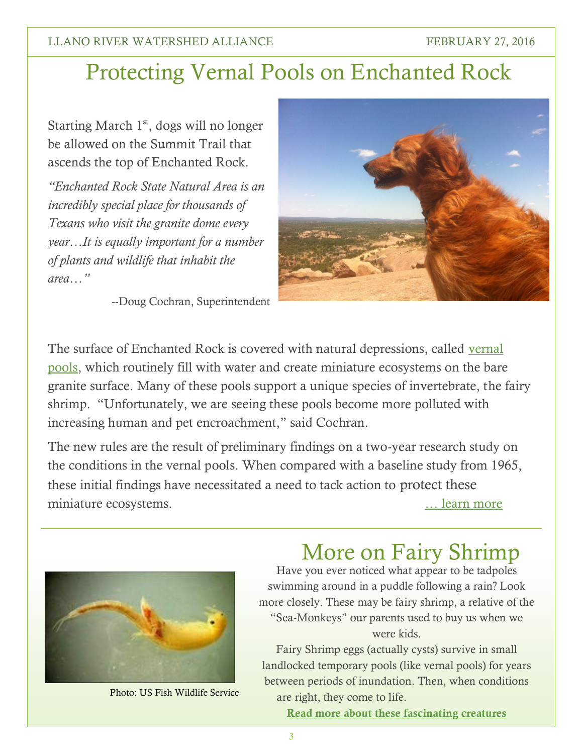# Protecting Vernal Pools on Enchanted Rock

Starting March 1st, dogs will no longer be allowed on the Summit Trail that ascends the top of Enchanted Rock.

*"Enchanted Rock State Natural Area is an incredibly special place for thousands of Texans who visit the granite dome every year…It is equally important for a number of plants and wildlife that inhabit the area…"*

--Doug Cochran, Superintendent

The surface of Enchanted Rock is covered with natural depressions, called vernal pools, which routinely fill with water and create miniature ecosystems on the bare granite surface. Many of these pools support a unique species of invertebrate, the fairy shrimp. "Unfortunately, we are seeing these pools become more polluted with increasing human and pet encroachment," said Cochran.

The new rules are the result of preliminary findings on a two-year research study on the conditions in the vernal pools. When compared with a baseline study from 1965, these initial findings have necessitated a need to tack action to protect these miniature ecosystems. … learn more

## More on Fairy Shrimp

Photo: US Fish Wildlife Service

Have you ever noticed what appear to be tadpoles swimming around in a puddle following a rain? Look more closely. These may be fairy shrimp, a relative of the "Sea-Monkeys" our parents used to buy us when we were kids.

Fairy Shrimp eggs (actually cysts) survive in small landlocked temporary pools (like vernal pools) for years between periods of inundation. Then, when conditions are right, they come to life.

**Read more about these fascinating creatures**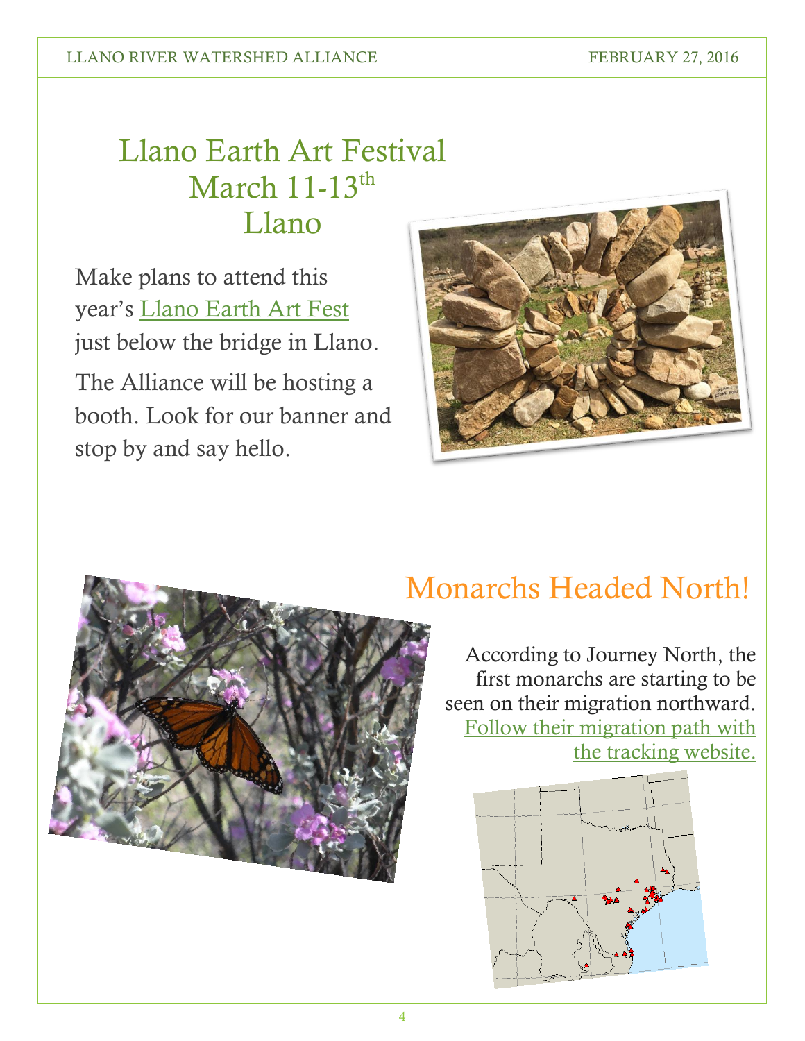# Llano Earth Art Festival
## March 11-13th
## Llano

Make plans to attend this year's Llano Earth Art Fest just below the bridge in Llano.

The Alliance will be hosting a booth. Look for our banner and stop by and say hello.

# Monarchs Headed North!

According to Journey North, the first monarchs are starting to be seen on their migration northward. Follow their migration path with the tracking website.